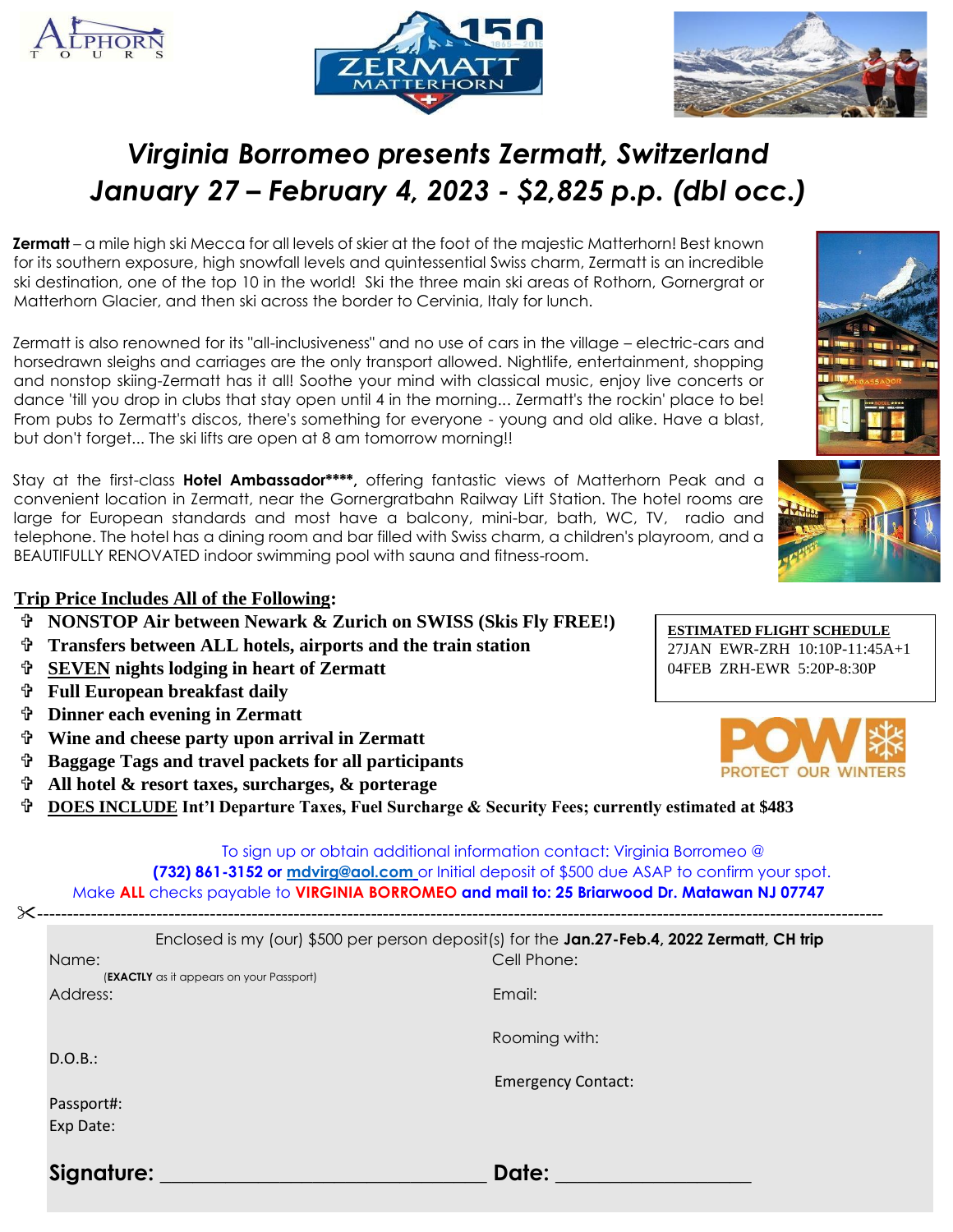# *Virginia Borromeo presents Zermatt, Switzerland*
# *January 27 – February 4, 2023 - $2,825 p.p. (dbl occ.)*

**Zermatt** – a mile high ski Mecca for all levels of skier at the foot of the majestic Matterhorn! Best known for its southern exposure, high snowfall levels and quintessential Swiss charm, Zermatt is an incredible ski destination, one of the top 10 in the world! Ski the three main ski areas of Rothorn, Gornergrat or Matterhorn Glacier, and then ski across the border to Cervinia, Italy for lunch.

Zermatt is also renowned for its "all-inclusiveness" and no use of cars in the village – electric-cars and horsedrawn sleighs and carriages are the only transport allowed. Nightlife, entertainment, shopping and nonstop skiing-Zermatt has it all! Soothe your mind with classical music, enjoy live concerts or dance 'till you drop in clubs that stay open until 4 in the morning... Zermatt's the rockin' place to be! From pubs to Zermatt's discos, there's something for everyone - young and old alike. Have a blast, but don't forget... The ski lifts are open at 8 am tomorrow morning!!

Stay at the first-class **Hotel Ambassador\*\*\*\*,** offering fantastic views of Matterhorn Peak and a convenient location in Zermatt, near the Gornergratbahn Railway Lift Station. The hotel rooms are large for European standards and most have a balcony, mini-bar, bath, WC, TV, radio and telephone. The hotel has a dining room and bar filled with Swiss charm, a children's playroom, and a BEAUTIFULLY RENOVATED indoor swimming pool with sauna and fitness-room.

**Trip Price Includes All of the Following:**

- **NONSTOP Air between Newark & Zurich on SWISS (Skis Fly FREE!)**
- **Transfers between ALL hotels, airports and the train station**
- **SEVEN nights lodging in heart of Zermatt**
- **Full European breakfast daily**
- **Dinner each evening in Zermatt**
- **Wine and cheese party upon arrival in Zermatt**
- **Baggage Tags and travel packets for all participants**
- **All hotel & resort taxes, surcharges, & porterage**
- **DOES INCLUDE Int'l Departure Taxes, Fuel Surcharge & Security Fees; currently estimated at $483**

**ESTIMATED FLIGHT SCHEDULE**
27JAN EWR-ZRH 10:10P-11:45A+1
04FEB ZRH-EWR 5:20P-8:30P

To sign up or obtain additional information contact: Virginia Borromeo @ **(732) 861-3152 or** mdvirg@aol.com or Initial deposit of $500 due ASAP to confirm your spot.
Make **ALL** checks payable to **VIRGINIA BORROMEO and mail to: 25 Briarwood Dr. Matawan NJ 07747**

---

Enclosed is my (our) $500 per person deposit(s) for the **Jan.27-Feb.4, 2022 Zermatt, CH trip**

Name:
(**EXACTLY** as it appears on your Passport)

Cell Phone:

Address:

Email:

Rooming with:

D.O.B.:

Emergency Contact:

Passport#:

Exp Date:

**Signature:** ______________________________ **Date:** ____________________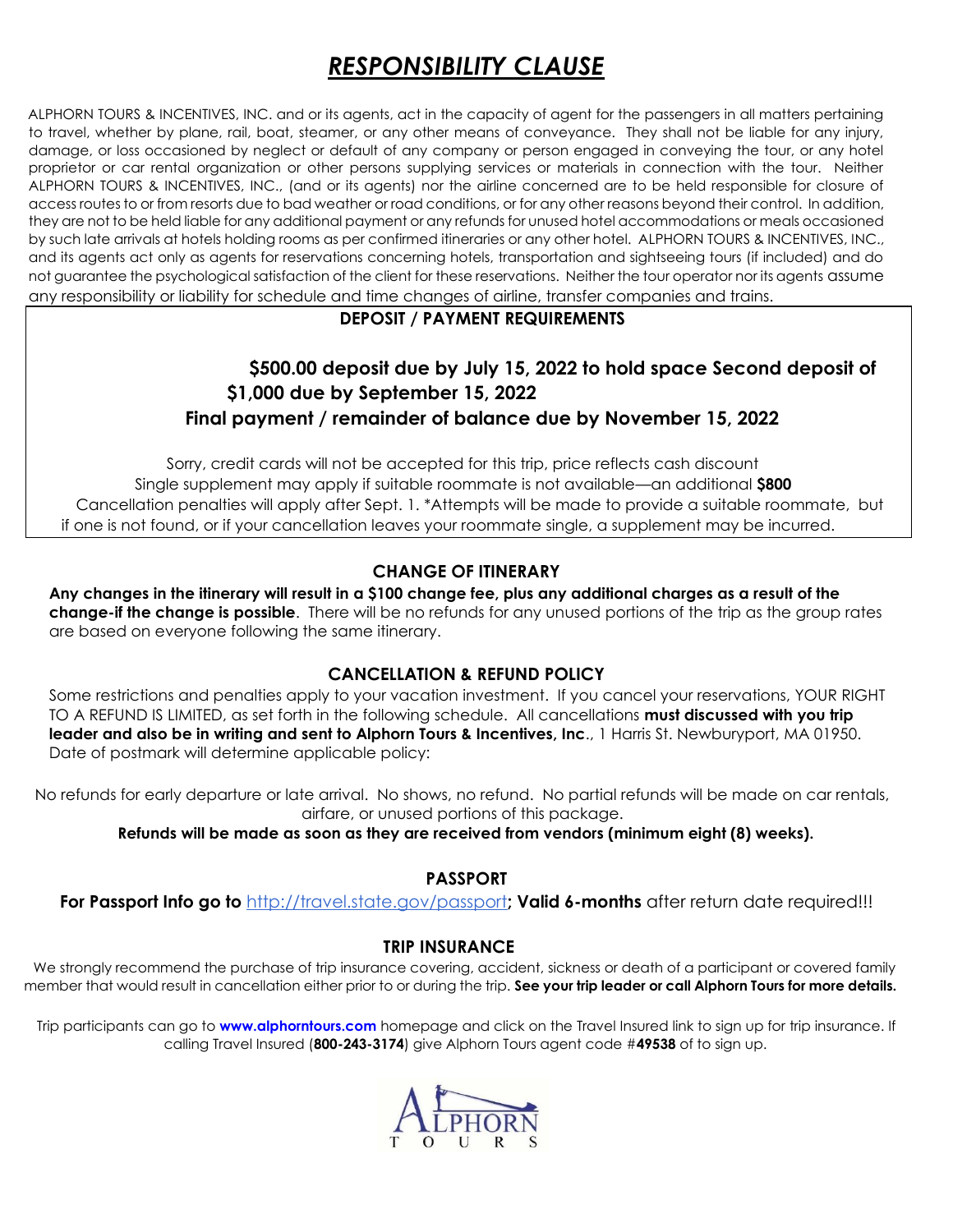# *RESPONSIBILITY CLAUSE*

ALPHORN TOURS & INCENTIVES, INC. and or its agents, act in the capacity of agent for the passengers in all matters pertaining to travel, whether by plane, rail, boat, steamer, or any other means of conveyance. They shall not be liable for any injury, damage, or loss occasioned by neglect or default of any company or person engaged in conveying the tour, or any hotel proprietor or car rental organization or other persons supplying services or materials in connection with the tour. Neither ALPHORN TOURS & INCENTIVES, INC., (and or its agents) nor the airline concerned are to be held responsible for closure of access routes to or from resorts due to bad weather or road conditions, or for any other reasons beyond their control. In addition, they are not to be held liable for any additional payment or any refunds for unused hotel accommodations or meals occasioned by such late arrivals at hotels holding rooms as per confirmed itineraries or any other hotel. ALPHORN TOURS & INCENTIVES, INC., and its agents act only as agents for reservations concerning hotels, transportation and sightseeing tours (if included) and do not guarantee the psychological satisfaction of the client for these reservations. Neither the tour operator nor its agents assume any responsibility or liability for schedule and time changes of airline, transfer companies and trains.

## DEPOSIT / PAYMENT REQUIREMENTS

**$500.00 deposit due by July 15, 2022 to hold space Second deposit of $1,000 due by September 15, 2022**

**Final payment / remainder of balance due by November 15, 2022**

Sorry, credit cards will not be accepted for this trip, price reflects cash discount

Single supplement may apply if suitable roommate is not available—an additional **$800**

Cancellation penalties will apply after Sept. 1. *Attempts will be made to provide a suitable roommate, but if one is not found, or if your cancellation leaves your roommate single, a supplement may be incurred.

## CHANGE OF ITINERARY

**Any changes in the itinerary will result in a $100 change fee, plus any additional charges as a result of the change-if the change is possible**. There will be no refunds for any unused portions of the trip as the group rates are based on everyone following the same itinerary.

## CANCELLATION & REFUND POLICY

Some restrictions and penalties apply to your vacation investment. If you cancel your reservations, YOUR RIGHT TO A REFUND IS LIMITED, as set forth in the following schedule. All cancellations **must discussed with you trip leader and also be in writing and sent to Alphorn Tours & Incentives, Inc**., 1 Harris St. Newburyport, MA 01950. Date of postmark will determine applicable policy:

No refunds for early departure or late arrival. No shows, no refund. No partial refunds will be made on car rentals, airfare, or unused portions of this package.

**Refunds will be made as soon as they are received from vendors (minimum eight (8) weeks).**

## PASSPORT

**For Passport Info go to** http://travel.state.gov/passport**; Valid 6-months** after return date required!!!

## TRIP INSURANCE

We strongly recommend the purchase of trip insurance covering, accident, sickness or death of a participant or covered family member that would result in cancellation either prior to or during the trip. **See your trip leader or call Alphorn Tours for more details.**

Trip participants can go to **www.alphorntours.com** homepage and click on the Travel Insured link to sign up for trip insurance. If calling Travel Insured (**800-243-3174**) give Alphorn Tours agent code #**49538** of to sign up.

ALPHORN TOURS